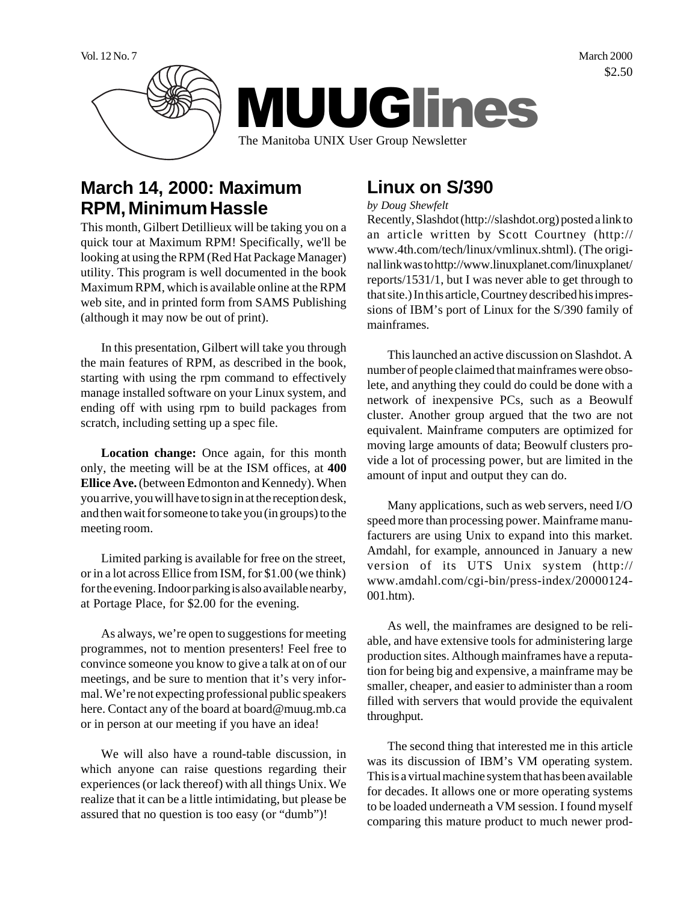Vol. 12 No. 7

March 2000

$2.50

# MUUGlines

The Manitoba UNIX User Group Newsletter

## March 14, 2000: Maximum RPM, Minimum Hassle

This month, Gilbert Detillieux will be taking you on a quick tour at Maximum RPM! Specifically, we'll be looking at using the RPM (Red Hat Package Manager) utility. This program is well documented in the book Maximum RPM, which is available online at the RPM web site, and in printed form from SAMS Publishing (although it may now be out of print).

In this presentation, Gilbert will take you through the main features of RPM, as described in the book, starting with using the rpm command to effectively manage installed software on your Linux system, and ending off with using rpm to build packages from scratch, including setting up a spec file.

**Location change:** Once again, for this month only, the meeting will be at the ISM offices, at **400 Ellice Ave.** (between Edmonton and Kennedy). When you arrive, you will have to sign in at the reception desk, and then wait for someone to take you (in groups) to the meeting room.

Limited parking is available for free on the street, or in a lot across Ellice from ISM, for $1.00 (we think) for the evening. Indoor parking is also available nearby, at Portage Place, for $2.00 for the evening.

As always, we're open to suggestions for meeting programmes, not to mention presenters! Feel free to convince someone you know to give a talk at on of our meetings, and be sure to mention that it's very informal. We're not expecting professional public speakers here. Contact any of the board at board@muug.mb.ca or in person at our meeting if you have an idea!

We will also have a round-table discussion, in which anyone can raise questions regarding their experiences (or lack thereof) with all things Unix. We realize that it can be a little intimidating, but please be assured that no question is too easy (or "dumb")!

## Linux on S/390

*by Doug Shewfelt*

Recently, Slashdot (http://slashdot.org) posted a link to an article written by Scott Courtney (http://www.4th.com/tech/linux/vmlinux.shtml). (The original link was to http://www.linuxplanet.com/linuxplanet/reports/1531/1, but I was never able to get through to that site.) In this article, Courtney described his impressions of IBM's port of Linux for the S/390 family of mainframes.

This launched an active discussion on Slashdot. A number of people claimed that mainframes were obsolete, and anything they could do could be done with a network of inexpensive PCs, such as a Beowulf cluster. Another group argued that the two are not equivalent. Mainframe computers are optimized for moving large amounts of data; Beowulf clusters provide a lot of processing power, but are limited in the amount of input and output they can do.

Many applications, such as web servers, need I/O speed more than processing power. Mainframe manufacturers are using Unix to expand into this market. Amdahl, for example, announced in January a new version of its UTS Unix system (http://www.amdahl.com/cgi-bin/press-index/20000124-001.htm).

As well, the mainframes are designed to be reliable, and have extensive tools for administering large production sites. Although mainframes have a reputation for being big and expensive, a mainframe may be smaller, cheaper, and easier to administer than a room filled with servers that would provide the equivalent throughput.

The second thing that interested me in this article was its discussion of IBM's VM operating system. This is a virtual machine system that has been available for decades. It allows one or more operating systems to be loaded underneath a VM session. I found myself comparing this mature product to much newer prod-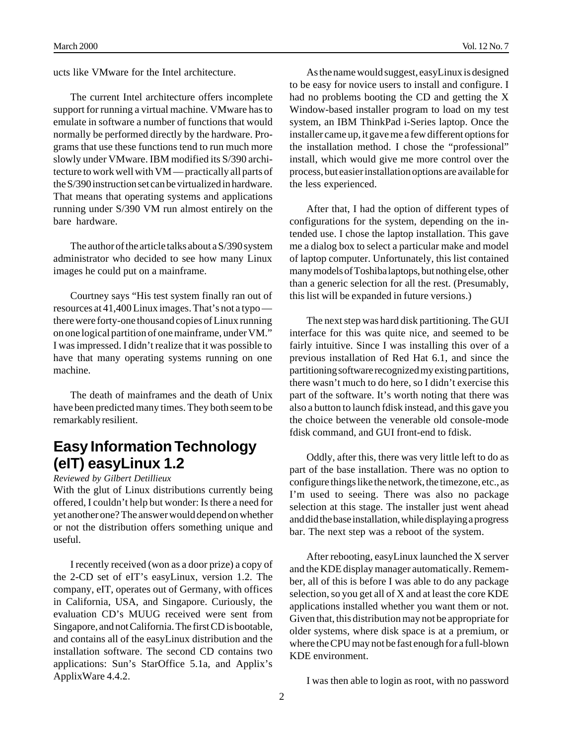ucts like VMware for the Intel architecture.

The current Intel architecture offers incomplete support for running a virtual machine. VMware has to emulate in software a number of functions that would normally be performed directly by the hardware. Programs that use these functions tend to run much more slowly under VMware. IBM modified its S/390 architecture to work well with VM — practically all parts of the S/390 instruction set can be virtualized in hardware. That means that operating systems and applications running under S/390 VM run almost entirely on the bare hardware.

The author of the article talks about a S/390 system administrator who decided to see how many Linux images he could put on a mainframe.

Courtney says "His test system finally ran out of resources at 41,400 Linux images. That's not a typo — there were forty-one thousand copies of Linux running on one logical partition of one mainframe, under VM." I was impressed. I didn't realize that it was possible to have that many operating systems running on one machine.

The death of mainframes and the death of Unix have been predicted many times. They both seem to be remarkably resilient.

## Easy Information Technology (eIT) easyLinux 1.2

*Reviewed by Gilbert Detillieux*

With the glut of Linux distributions currently being offered, I couldn't help but wonder: Is there a need for yet another one? The answer would depend on whether or not the distribution offers something unique and useful.

I recently received (won as a door prize) a copy of the 2-CD set of eIT's easyLinux, version 1.2. The company, eIT, operates out of Germany, with offices in California, USA, and Singapore. Curiously, the evaluation CD's MUUG received were sent from Singapore, and not California. The first CD is bootable, and contains all of the easyLinux distribution and the installation software. The second CD contains two applications: Sun's StarOffice 5.1a, and Applix's ApplixWare 4.4.2.

As the name would suggest, easyLinux is designed to be easy for novice users to install and configure. I had no problems booting the CD and getting the X Window-based installer program to load on my test system, an IBM ThinkPad i-Series laptop. Once the installer came up, it gave me a few different options for the installation method. I chose the "professional" install, which would give me more control over the process, but easier installation options are available for the less experienced.

After that, I had the option of different types of configurations for the system, depending on the intended use. I chose the laptop installation. This gave me a dialog box to select a particular make and model of laptop computer. Unfortunately, this list contained many models of Toshiba laptops, but nothing else, other than a generic selection for all the rest. (Presumably, this list will be expanded in future versions.)

The next step was hard disk partitioning. The GUI interface for this was quite nice, and seemed to be fairly intuitive. Since I was installing this over of a previous installation of Red Hat 6.1, and since the partitioning software recognized my existing partitions, there wasn't much to do here, so I didn't exercise this part of the software. It's worth noting that there was also a button to launch fdisk instead, and this gave you the choice between the venerable old console-mode fdisk command, and GUI front-end to fdisk.

Oddly, after this, there was very little left to do as part of the base installation. There was no option to configure things like the network, the timezone, etc., as I'm used to seeing. There was also no package selection at this stage. The installer just went ahead and did the base installation, while displaying a progress bar. The next step was a reboot of the system.

After rebooting, easyLinux launched the X server and the KDE display manager automatically. Remember, all of this is before I was able to do any package selection, so you get all of X and at least the core KDE applications installed whether you want them or not. Given that, this distribution may not be appropriate for older systems, where disk space is at a premium, or where the CPU may not be fast enough for a full-blown KDE environment.

I was then able to login as root, with no password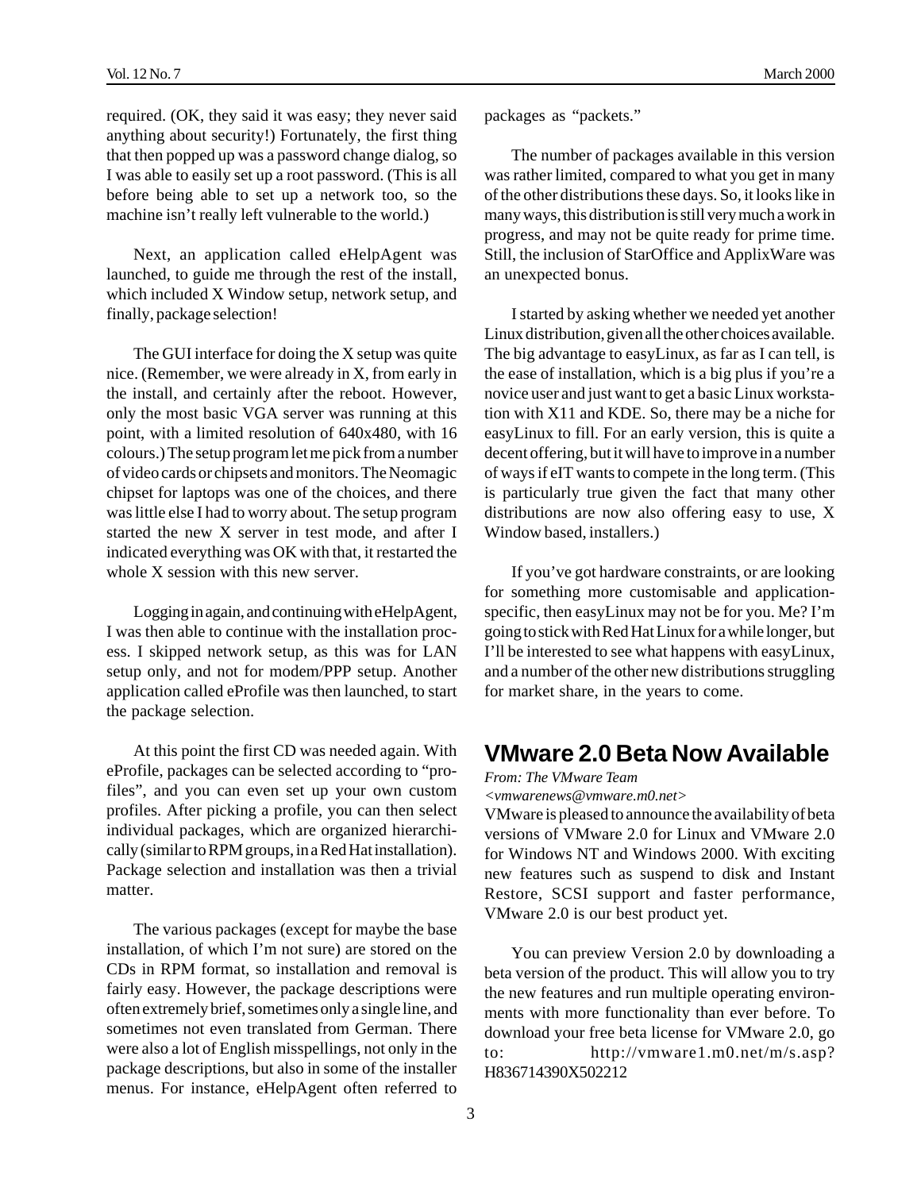required. (OK, they said it was easy; they never said anything about security!) Fortunately, the first thing that then popped up was a password change dialog, so I was able to easily set up a root password. (This is all before being able to set up a network too, so the machine isn't really left vulnerable to the world.)

Next, an application called eHelpAgent was launched, to guide me through the rest of the install, which included X Window setup, network setup, and finally, package selection!

The GUI interface for doing the X setup was quite nice. (Remember, we were already in X, from early in the install, and certainly after the reboot. However, only the most basic VGA server was running at this point, with a limited resolution of 640x480, with 16 colours.) The setup program let me pick from a number of video cards or chipsets and monitors. The Neomagic chipset for laptops was one of the choices, and there was little else I had to worry about. The setup program started the new X server in test mode, and after I indicated everything was OK with that, it restarted the whole X session with this new server.

Logging in again, and continuing with eHelpAgent, I was then able to continue with the installation process. I skipped network setup, as this was for LAN setup only, and not for modem/PPP setup. Another application called eProfile was then launched, to start the package selection.

At this point the first CD was needed again. With eProfile, packages can be selected according to "profiles", and you can even set up your own custom profiles. After picking a profile, you can then select individual packages, which are organized hierarchically (similar to RPM groups, in a Red Hat installation). Package selection and installation was then a trivial matter.

The various packages (except for maybe the base installation, of which I'm not sure) are stored on the CDs in RPM format, so installation and removal is fairly easy. However, the package descriptions were often extremely brief, sometimes only a single line, and sometimes not even translated from German. There were also a lot of English misspellings, not only in the package descriptions, but also in some of the installer menus. For instance, eHelpAgent often referred to packages as "packets."

The number of packages available in this version was rather limited, compared to what you get in many of the other distributions these days. So, it looks like in many ways, this distribution is still very much a work in progress, and may not be quite ready for prime time. Still, the inclusion of StarOffice and ApplixWare was an unexpected bonus.

I started by asking whether we needed yet another Linux distribution, given all the other choices available. The big advantage to easyLinux, as far as I can tell, is the ease of installation, which is a big plus if you're a novice user and just want to get a basic Linux workstation with X11 and KDE. So, there may be a niche for easyLinux to fill. For an early version, this is quite a decent offering, but it will have to improve in a number of ways if eIT wants to compete in the long term. (This is particularly true given the fact that many other distributions are now also offering easy to use, X Window based, installers.)

If you've got hardware constraints, or are looking for something more customisable and application-specific, then easyLinux may not be for you. Me? I'm going to stick with Red Hat Linux for a while longer, but I'll be interested to see what happens with easyLinux, and a number of the other new distributions struggling for market share, in the years to come.

## VMware 2.0 Beta Now Available

*From: The VMware Team*
*<vmwarenews@vmware.m0.net>*

VMware is pleased to announce the availability of beta versions of VMware 2.0 for Linux and VMware 2.0 for Windows NT and Windows 2000. With exciting new features such as suspend to disk and Instant Restore, SCSI support and faster performance, VMware 2.0 is our best product yet.

You can preview Version 2.0 by downloading a beta version of the product. This will allow you to try the new features and run multiple operating environments with more functionality than ever before. To download your free beta license for VMware 2.0, go to: http://vmware1.m0.net/m/s.asp?H836714390X502212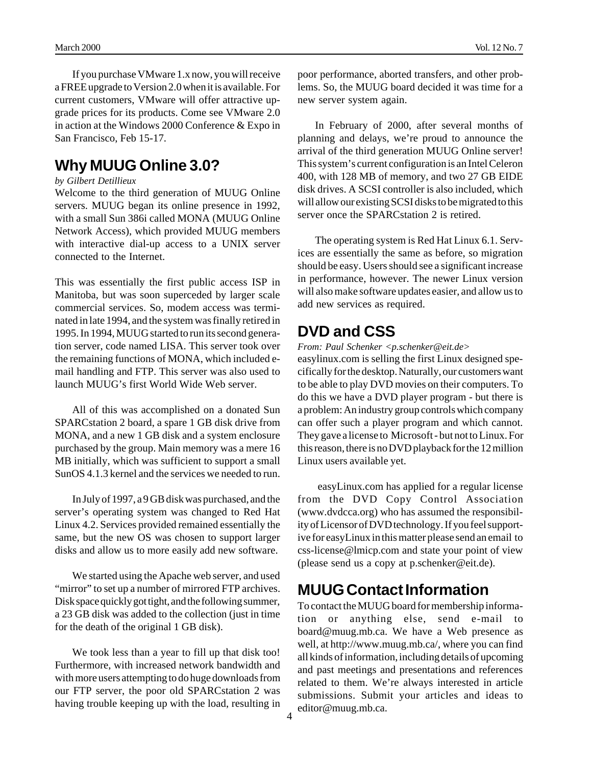If you purchase VMware 1.x now, you will receive a FREE upgrade to Version 2.0 when it is available. For current customers, VMware will offer attractive upgrade prices for its products. Come see VMware 2.0 in action at the Windows 2000 Conference & Expo in San Francisco, Feb 15-17.

## Why MUUG Online 3.0?

*by Gilbert Detillieux*

Welcome to the third generation of MUUG Online servers. MUUG began its online presence in 1992, with a small Sun 386i called MONA (MUUG Online Network Access), which provided MUUG members with interactive dial-up access to a UNIX server connected to the Internet.

This was essentially the first public access ISP in Manitoba, but was soon superceded by larger scale commercial services. So, modem access was terminated in late 1994, and the system was finally retired in 1995. In 1994, MUUG started to run its second generation server, code named LISA. This server took over the remaining functions of MONA, which included e-mail handling and FTP. This server was also used to launch MUUG's first World Wide Web server.

All of this was accomplished on a donated Sun SPARCstation 2 board, a spare 1 GB disk drive from MONA, and a new 1 GB disk and a system enclosure purchased by the group. Main memory was a mere 16 MB initially, which was sufficient to support a small SunOS 4.1.3 kernel and the services we needed to run.

In July of 1997, a 9 GB disk was purchased, and the server's operating system was changed to Red Hat Linux 4.2. Services provided remained essentially the same, but the new OS was chosen to support larger disks and allow us to more easily add new software.

We started using the Apache web server, and used "mirror" to set up a number of mirrored FTP archives. Disk space quickly got tight, and the following summer, a 23 GB disk was added to the collection (just in time for the death of the original 1 GB disk).

We took less than a year to fill up that disk too! Furthermore, with increased network bandwidth and with more users attempting to do huge downloads from our FTP server, the poor old SPARCstation 2 was having trouble keeping up with the load, resulting in poor performance, aborted transfers, and other problems. So, the MUUG board decided it was time for a new server system again.

In February of 2000, after several months of planning and delays, we're proud to announce the arrival of the third generation MUUG Online server! This system's current configuration is an Intel Celeron 400, with 128 MB of memory, and two 27 GB EIDE disk drives. A SCSI controller is also included, which will allow our existing SCSI disks to be migrated to this server once the SPARCstation 2 is retired.

The operating system is Red Hat Linux 6.1. Services are essentially the same as before, so migration should be easy. Users should see a significant increase in performance, however. The newer Linux version will also make software updates easier, and allow us to add new services as required.

## DVD and CSS

*From: Paul Schenker <p.schenker@eit.de>*

easylinux.com is selling the first Linux designed specifically for the desktop. Naturally, our customers want to be able to play DVD movies on their computers. To do this we have a DVD player program - but there is a problem: An industry group controls which company can offer such a player program and which cannot. They gave a license to Microsoft - but not to Linux. For this reason, there is no DVD playback for the 12 million Linux users available yet.

easyLinux.com has applied for a regular license from the DVD Copy Control Association (www.dvdcca.org) who has assumed the responsibility of Licensor of DVD technology. If you feel supportive for easyLinux in this matter please send an email to css-license@lmicp.com and state your point of view (please send us a copy at p.schenker@eit.de).

## MUUG Contact Information

To contact the MUUG board for membership information or anything else, send e-mail to board@muug.mb.ca. We have a Web presence as well, at http://www.muug.mb.ca/, where you can find all kinds of information, including details of upcoming and past meetings and presentations and references related to them. We're always interested in article submissions. Submit your articles and ideas to editor@muug.mb.ca.